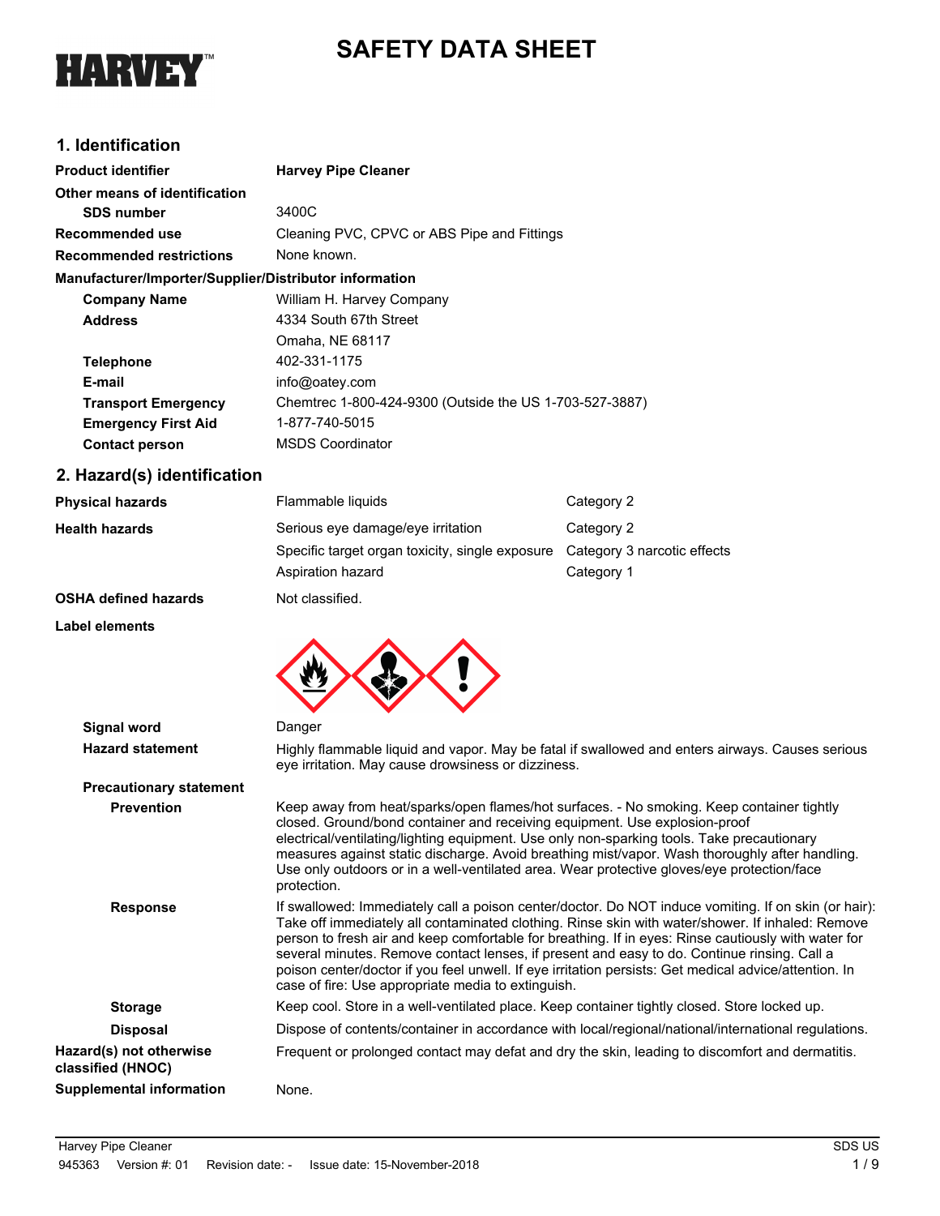HARVEY™

# SAFETY DATA SHEET

## 1. Identification

| | |
|---|---|
| **Product identifier** | **Harvey Pipe Cleaner** |
| **Other means of identification** | |
| **SDS number** | 3400C |
| **Recommended use** | Cleaning PVC, CPVC or ABS Pipe and Fittings |
| **Recommended restrictions** | None known. |

**Manufacturer/Importer/Supplier/Distributor information**

| | |
|---|---|
| **Company Name** | William H. Harvey Company |
| **Address** | 4334 South 67th Street<br>Omaha, NE 68117 |
| **Telephone** | 402-331-1175 |
| **E-mail** | info@oatey.com |
| **Transport Emergency** | Chemtrec 1-800-424-9300 (Outside the US 1-703-527-3887) |
| **Emergency First Aid** | 1-877-740-5015 |
| **Contact person** | MSDS Coordinator |

## 2. Hazard(s) identification

| | | |
|---|---|---|
| **Physical hazards** | Flammable liquids | Category 2 |
| **Health hazards** | Serious eye damage/eye irritation | Category 2 |
| | Specific target organ toxicity, single exposure | Category 3 narcotic effects |
| | Aspiration hazard | Category 1 |
| **OSHA defined hazards** | Not classified. | |

**Label elements**

**Signal word** Danger

**Hazard statement** Highly flammable liquid and vapor. May be fatal if swallowed and enters airways. Causes serious eye irritation. May cause drowsiness or dizziness.

**Precautionary statement**

**Prevention** Keep away from heat/sparks/open flames/hot surfaces. - No smoking. Keep container tightly closed. Ground/bond container and receiving equipment. Use explosion-proof electrical/ventilating/lighting equipment. Use only non-sparking tools. Take precautionary measures against static discharge. Avoid breathing mist/vapor. Wash thoroughly after handling. Use only outdoors or in a well-ventilated area. Wear protective gloves/eye protection/face protection.

**Response** If swallowed: Immediately call a poison center/doctor. Do NOT induce vomiting. If on skin (or hair): Take off immediately all contaminated clothing. Rinse skin with water/shower. If inhaled: Remove person to fresh air and keep comfortable for breathing. If in eyes: Rinse cautiously with water for several minutes. Remove contact lenses, if present and easy to do. Continue rinsing. Call a poison center/doctor if you feel unwell. If eye irritation persists: Get medical advice/attention. In case of fire: Use appropriate media to extinguish.

**Storage** Keep cool. Store in a well-ventilated place. Keep container tightly closed. Store locked up.

**Disposal** Dispose of contents/container in accordance with local/regional/national/international regulations.

**Hazard(s) not otherwise classified (HNOC)** Frequent or prolonged contact may defat and dry the skin, leading to discomfort and dermatitis.

**Supplemental information** None.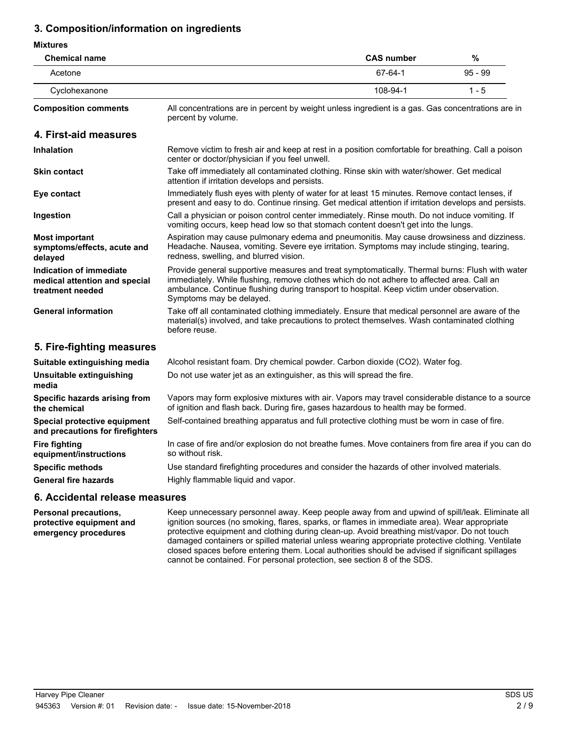## 3. Composition/information on ingredients

**Mixtures**

| Chemical name | CAS number | % |
|---|---|---|
| Acetone | 67-64-1 | 95 - 99 |
| Cyclohexanone | 108-94-1 | 1 - 5 |

**Composition comments** All concentrations are in percent by weight unless ingredient is a gas. Gas concentrations are in percent by volume.

## 4. First-aid measures

**Inhalation** Remove victim to fresh air and keep at rest in a position comfortable for breathing. Call a poison center or doctor/physician if you feel unwell.

**Skin contact** Take off immediately all contaminated clothing. Rinse skin with water/shower. Get medical attention if irritation develops and persists.

**Eye contact** Immediately flush eyes with plenty of water for at least 15 minutes. Remove contact lenses, if present and easy to do. Continue rinsing. Get medical attention if irritation develops and persists.

**Ingestion** Call a physician or poison control center immediately. Rinse mouth. Do not induce vomiting. If vomiting occurs, keep head low so that stomach content doesn't get into the lungs.

**Most important symptoms/effects, acute and delayed** Aspiration may cause pulmonary edema and pneumonitis. May cause drowsiness and dizziness. Headache. Nausea, vomiting. Severe eye irritation. Symptoms may include stinging, tearing, redness, swelling, and blurred vision.

**Indication of immediate medical attention and special treatment needed** Provide general supportive measures and treat symptomatically. Thermal burns: Flush with water immediately. While flushing, remove clothes which do not adhere to affected area. Call an ambulance. Continue flushing during transport to hospital. Keep victim under observation. Symptoms may be delayed.

**General information** Take off all contaminated clothing immediately. Ensure that medical personnel are aware of the material(s) involved, and take precautions to protect themselves. Wash contaminated clothing before reuse.

## 5. Fire-fighting measures

**Suitable extinguishing media** Alcohol resistant foam. Dry chemical powder. Carbon dioxide ($CO_2$). Water fog.

**Unsuitable extinguishing media** Do not use water jet as an extinguisher, as this will spread the fire.

**Specific hazards arising from the chemical** Vapors may form explosive mixtures with air. Vapors may travel considerable distance to a source of ignition and flash back. During fire, gases hazardous to health may be formed.

**Special protective equipment and precautions for firefighters** Self-contained breathing apparatus and full protective clothing must be worn in case of fire.

**Fire fighting equipment/instructions** In case of fire and/or explosion do not breathe fumes. Move containers from fire area if you can do so without risk.

**Specific methods** Use standard firefighting procedures and consider the hazards of other involved materials.

**General fire hazards** Highly flammable liquid and vapor.

## 6. Accidental release measures

**Personal precautions, protective equipment and emergency procedures** Keep unnecessary personnel away. Keep people away from and upwind of spill/leak. Eliminate all ignition sources (no smoking, flares, sparks, or flames in immediate area). Wear appropriate protective equipment and clothing during clean-up. Avoid breathing mist/vapor. Do not touch damaged containers or spilled material unless wearing appropriate protective clothing. Ventilate closed spaces before entering them. Local authorities should be advised if significant spillages cannot be contained. For personal protection, see section 8 of the SDS.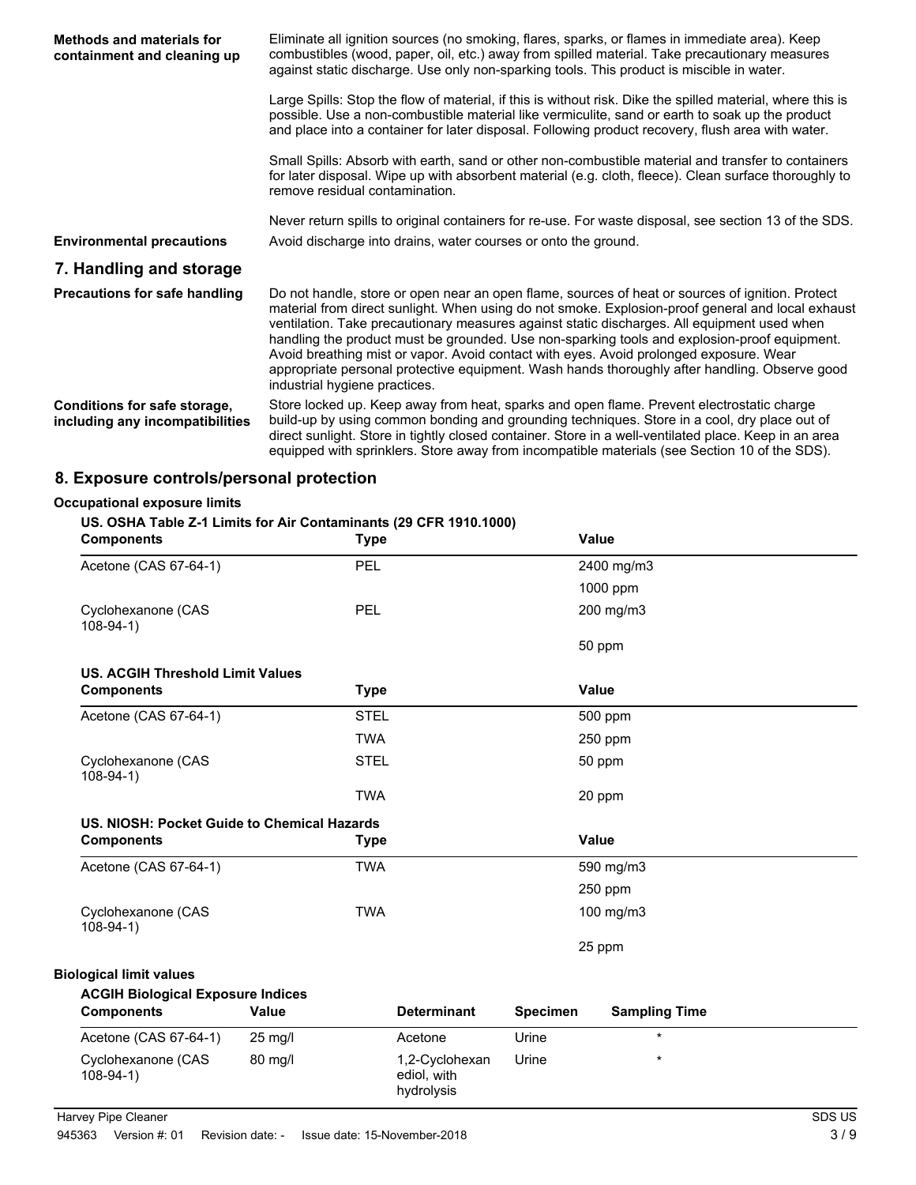**Methods and materials for containment and cleaning up**

Eliminate all ignition sources (no smoking, flares, sparks, or flames in immediate area). Keep combustibles (wood, paper, oil, etc.) away from spilled material. Take precautionary measures against static discharge. Use only non-sparking tools. This product is miscible in water.

Large Spills: Stop the flow of material, if this is without risk. Dike the spilled material, where this is possible. Use a non-combustible material like vermiculite, sand or earth to soak up the product and place into a container for later disposal. Following product recovery, flush area with water.

Small Spills: Absorb with earth, sand or other non-combustible material and transfer to containers for later disposal. Wipe up with absorbent material (e.g. cloth, fleece). Clean surface thoroughly to remove residual contamination.

Never return spills to original containers for re-use. For waste disposal, see section 13 of the SDS.

**Environmental precautions**

Avoid discharge into drains, water courses or onto the ground.

## 7. Handling and storage

**Precautions for safe handling**

Do not handle, store or open near an open flame, sources of heat or sources of ignition. Protect material from direct sunlight. When using do not smoke. Explosion-proof general and local exhaust ventilation. Take precautionary measures against static discharges. All equipment used when handling the product must be grounded. Use non-sparking tools and explosion-proof equipment. Avoid breathing mist or vapor. Avoid contact with eyes. Avoid prolonged exposure. Wear appropriate personal protective equipment. Wash hands thoroughly after handling. Observe good industrial hygiene practices.

**Conditions for safe storage, including any incompatibilities**

Store locked up. Keep away from heat, sparks and open flame. Prevent electrostatic charge build-up by using common bonding and grounding techniques. Store in a cool, dry place out of direct sunlight. Store in tightly closed container. Store in a well-ventilated place. Keep in an area equipped with sprinklers. Store away from incompatible materials (see Section 10 of the SDS).

## 8. Exposure controls/personal protection

**Occupational exposure limits**

**US. OSHA Table Z-1 Limits for Air Contaminants (29 CFR 1910.1000)**

| Components | Type | Value |
|---|---|---|
| Acetone (CAS 67-64-1) | PEL | 2400 mg/m3 |
| | | 1000 ppm |
| Cyclohexanone (CAS 108-94-1) | PEL | 200 mg/m3 |
| | | 50 ppm |

**US. ACGIH Threshold Limit Values**

| Components | Type | Value |
|---|---|---|
| Acetone (CAS 67-64-1) | STEL | 500 ppm |
| | TWA | 250 ppm |
| Cyclohexanone (CAS 108-94-1) | STEL | 50 ppm |
| | TWA | 20 ppm |

**US. NIOSH: Pocket Guide to Chemical Hazards**

| Components | Type | Value |
|---|---|---|
| Acetone (CAS 67-64-1) | TWA | 590 mg/m3 |
| | | 250 ppm |
| Cyclohexanone (CAS 108-94-1) | TWA | 100 mg/m3 |
| | | 25 ppm |

**Biological limit values**

**ACGIH Biological Exposure Indices**

| Components | Value | Determinant | Specimen | Sampling Time |
|---|---|---|---|---|
| Acetone (CAS 67-64-1) | 25 mg/l | Acetone | Urine | * |
| Cyclohexanone (CAS 108-94-1) | 80 mg/l | 1,2-Cyclohexanediol, with hydrolysis | Urine | * |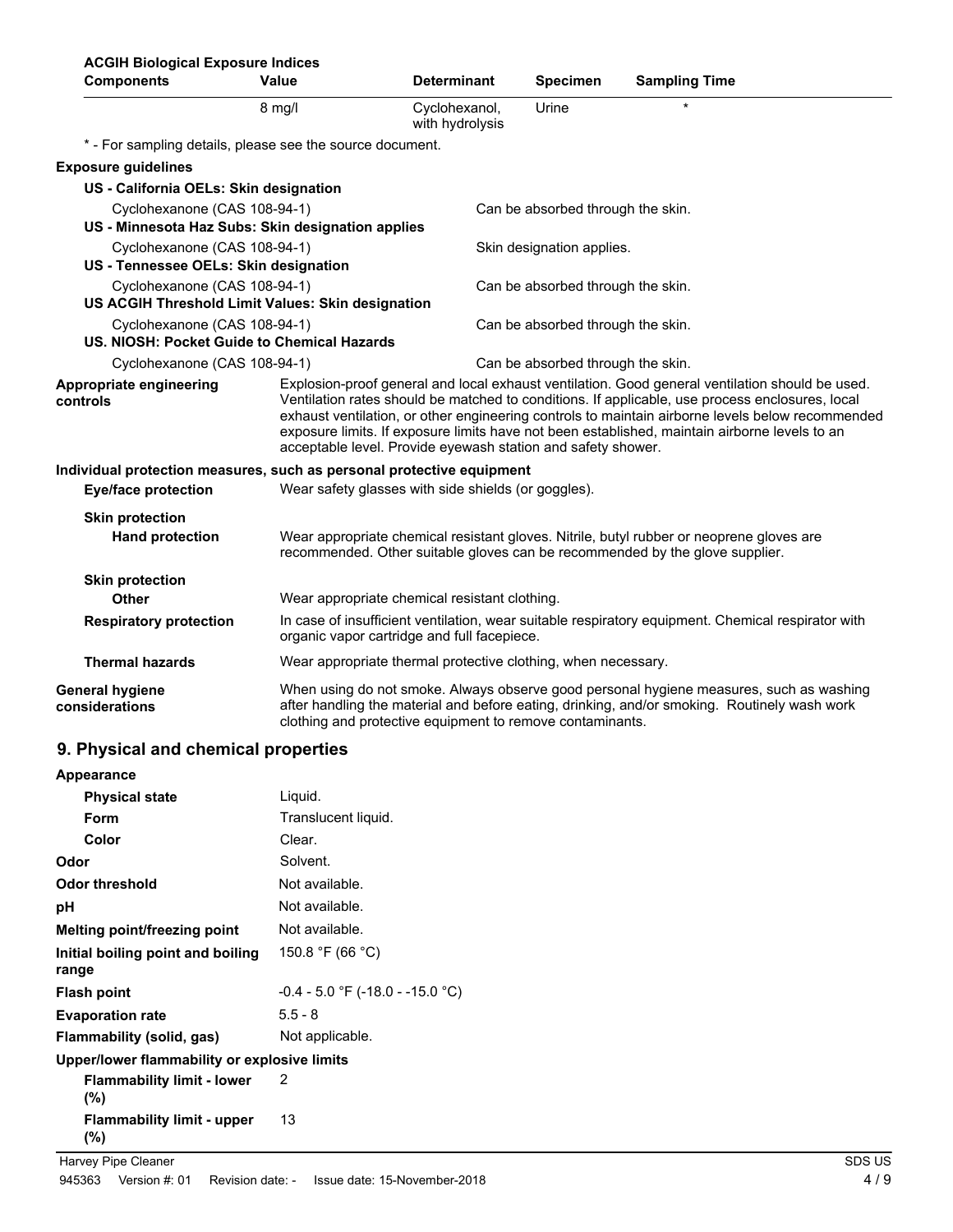**ACGIH Biological Exposure Indices**

| Components | Value | Determinant | Specimen | Sampling Time |
|---|---|---|---|---|
| | 8 mg/l | Cyclohexanol, with hydrolysis | Urine | * |

* - For sampling details, please see the source document.

**Exposure guidelines**

**US - California OELs: Skin designation**

Cyclohexanone (CAS 108-94-1) — Can be absorbed through the skin.

**US - Minnesota Haz Subs: Skin designation applies**

Cyclohexanone (CAS 108-94-1) — Skin designation applies.

**US - Tennessee OELs: Skin designation**

Cyclohexanone (CAS 108-94-1) — Can be absorbed through the skin.

**US ACGIH Threshold Limit Values: Skin designation**

Cyclohexanone (CAS 108-94-1) — Can be absorbed through the skin.

**US. NIOSH: Pocket Guide to Chemical Hazards**

Cyclohexanone (CAS 108-94-1) — Can be absorbed through the skin.

**Appropriate engineering controls**

Explosion-proof general and local exhaust ventilation. Good general ventilation should be used. Ventilation rates should be matched to conditions. If applicable, use process enclosures, local exhaust ventilation, or other engineering controls to maintain airborne levels below recommended exposure limits. If exposure limits have not been established, maintain airborne levels to an acceptable level. Provide eyewash station and safety shower.

**Individual protection measures, such as personal protective equipment**

**Eye/face protection**

Wear safety glasses with side shields (or goggles).

**Skin protection**

**Hand protection**

Wear appropriate chemical resistant gloves. Nitrile, butyl rubber or neoprene gloves are recommended. Other suitable gloves can be recommended by the glove supplier.

**Skin protection**

**Other**

Wear appropriate chemical resistant clothing.

**Respiratory protection**

In case of insufficient ventilation, wear suitable respiratory equipment. Chemical respirator with organic vapor cartridge and full facepiece.

**Thermal hazards**

Wear appropriate thermal protective clothing, when necessary.

**General hygiene considerations**

When using do not smoke. Always observe good personal hygiene measures, such as washing after handling the material and before eating, drinking, and/or smoking. Routinely wash work clothing and protective equipment to remove contaminants.

## 9. Physical and chemical properties

**Appearance**

| Property | Value |
|---|---|
| **Physical state** | Liquid. |
| **Form** | Translucent liquid. |
| **Color** | Clear. |
| **Odor** | Solvent. |
| **Odor threshold** | Not available. |
| **pH** | Not available. |
| **Melting point/freezing point** | Not available. |
| **Initial boiling point and boiling range** | 150.8 °F (66 °C) |
| **Flash point** | -0.4 - 5.0 °F (-18.0 - -15.0 °C) |
| **Evaporation rate** | 5.5 - 8 |
| **Flammability (solid, gas)** | Not applicable. |

**Upper/lower flammability or explosive limits**

| Property | Value |
|---|---|
| **Flammability limit - lower (%)** | 2 |
| **Flammability limit - upper (%)** | 13 |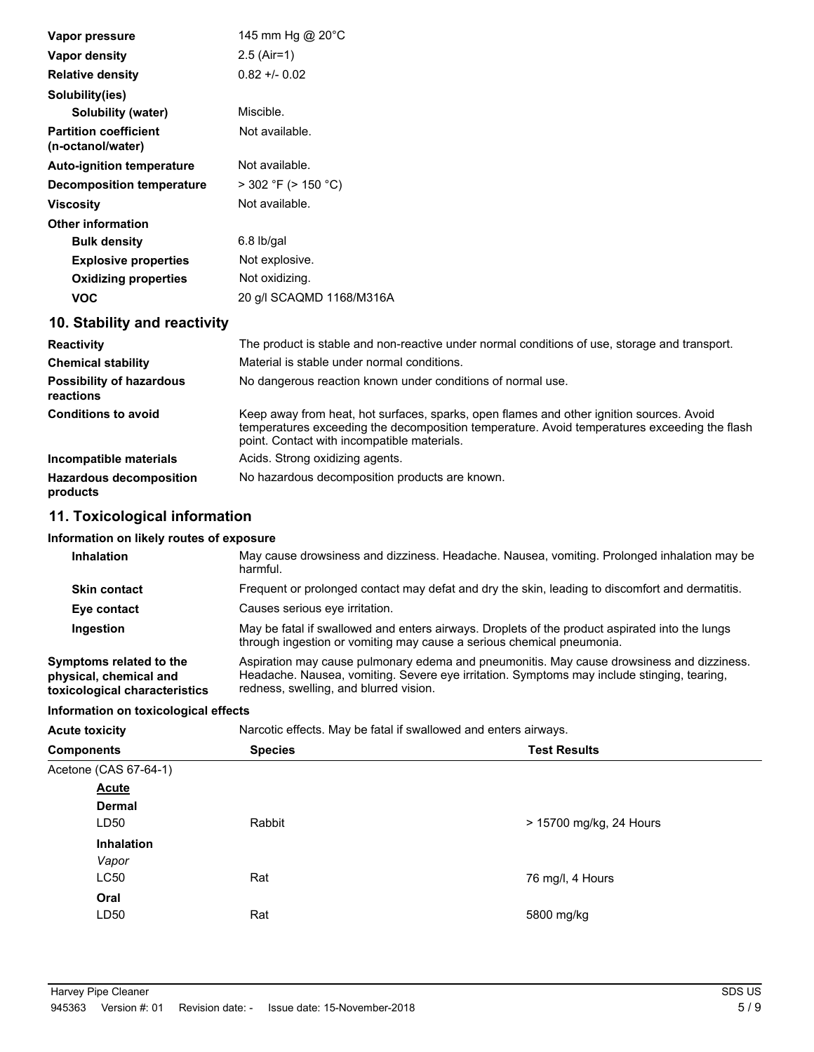| | |
|---|---|
| **Vapor pressure** | 145 mm Hg @ 20°C |
| **Vapor density** | 2.5 (Air=1) |
| **Relative density** | 0.82 +/- 0.02 |
| **Solubility(ies)** | |
| **Solubility (water)** | Miscible. |
| **Partition coefficient (n-octanol/water)** | Not available. |
| **Auto-ignition temperature** | Not available. |
| **Decomposition temperature** | > 302 °F (> 150 °C) |
| **Viscosity** | Not available. |
| **Other information** | |
| **Bulk density** | 6.8 lb/gal |
| **Explosive properties** | Not explosive. |
| **Oxidizing properties** | Not oxidizing. |
| **VOC** | 20 g/l SCAQMD 1168/M316A |

## 10. Stability and reactivity

**Reactivity**
The product is stable and non-reactive under normal conditions of use, storage and transport.

**Chemical stability**
Material is stable under normal conditions.

**Possibility of hazardous reactions**
No dangerous reaction known under conditions of normal use.

**Conditions to avoid**
Keep away from heat, hot surfaces, sparks, open flames and other ignition sources. Avoid temperatures exceeding the decomposition temperature. Avoid temperatures exceeding the flash point. Contact with incompatible materials.

**Incompatible materials**
Acids. Strong oxidizing agents.

**Hazardous decomposition products**
No hazardous decomposition products are known.

## 11. Toxicological information

### Information on likely routes of exposure

**Inhalation**
May cause drowsiness and dizziness. Headache. Nausea, vomiting. Prolonged inhalation may be harmful.

**Skin contact**
Frequent or prolonged contact may defat and dry the skin, leading to discomfort and dermatitis.

**Eye contact**
Causes serious eye irritation.

**Ingestion**
May be fatal if swallowed and enters airways. Droplets of the product aspirated into the lungs through ingestion or vomiting may cause a serious chemical pneumonia.

**Symptoms related to the physical, chemical and toxicological characteristics**
Aspiration may cause pulmonary edema and pneumonitis. May cause drowsiness and dizziness. Headache. Nausea, vomiting. Severe eye irritation. Symptoms may include stinging, tearing, redness, swelling, and blurred vision.

### Information on toxicological effects

**Acute toxicity**
Narcotic effects. May be fatal if swallowed and enters airways.

| Components | Species | Test Results |
|---|---|---|
| Acetone (CAS 67-64-1) | | |
| **Acute** | | |
| **Dermal** | | |
| LD50 | Rabbit | > 15700 mg/kg, 24 Hours |
| **Inhalation** | | |
| *Vapor* | | |
| LC50 | Rat | 76 mg/l, 4 Hours |
| **Oral** | | |
| LD50 | Rat | 5800 mg/kg |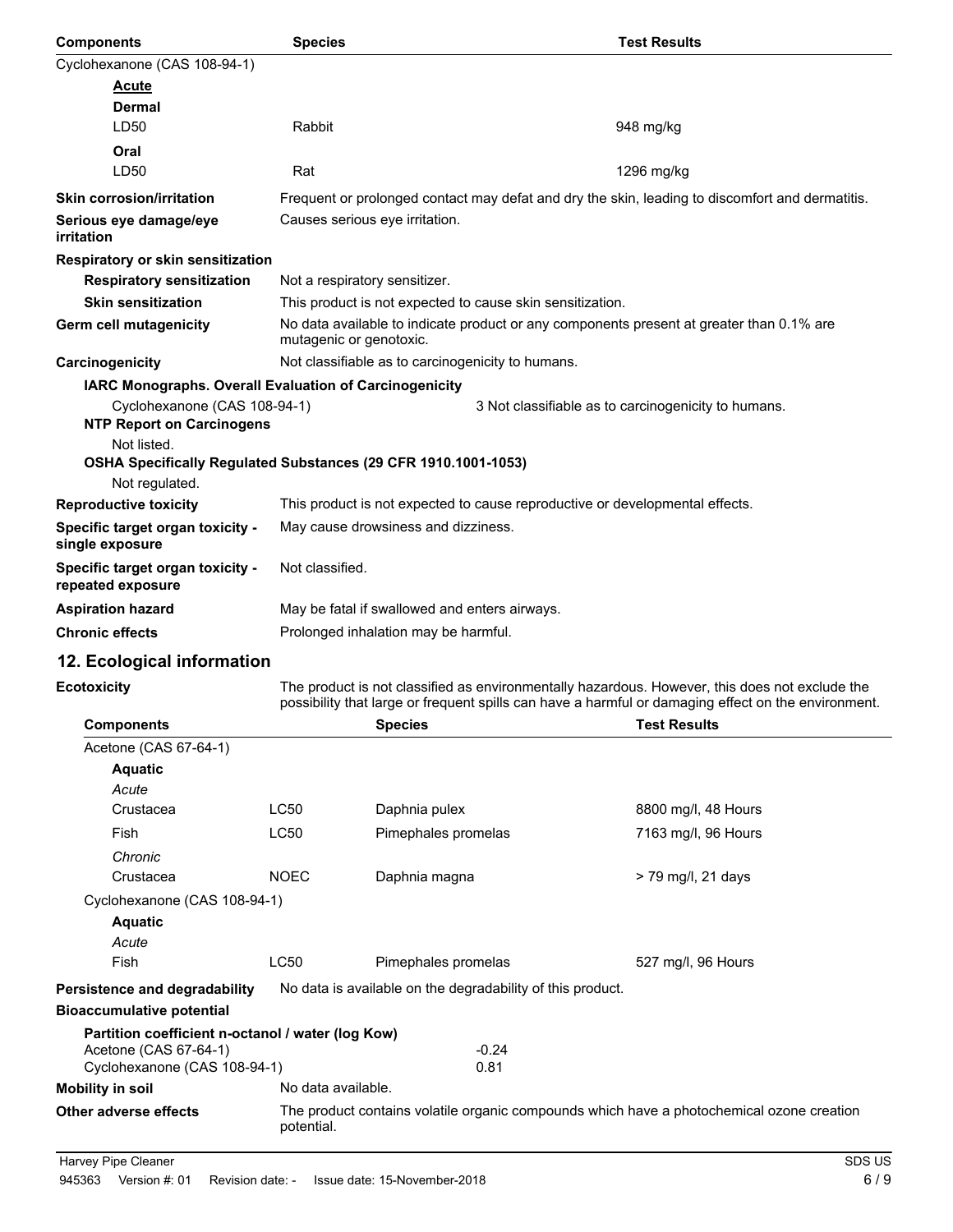| Components | Species | Test Results |
|---|---|---|
| Cyclohexanone (CAS 108-94-1) | | |
| **Acute** | | |
| **Dermal** | | |
| LD50 | Rabbit | 948 mg/kg |
| **Oral** | | |
| LD50 | Rat | 1296 mg/kg |

**Skin corrosion/irritation** Frequent or prolonged contact may defat and dry the skin, leading to discomfort and dermatitis.

**Serious eye damage/eye irritation** Causes serious eye irritation.

**Respiratory or skin sensitization**

**Respiratory sensitization** Not a respiratory sensitizer.

**Skin sensitization** This product is not expected to cause skin sensitization.

**Germ cell mutagenicity** No data available to indicate product or any components present at greater than 0.1% are mutagenic or genotoxic.

**Carcinogenicity** Not classifiable as to carcinogenicity to humans.

**IARC Monographs. Overall Evaluation of Carcinogenicity**

Cyclohexanone (CAS 108-94-1) 3 Not classifiable as to carcinogenicity to humans.

**NTP Report on Carcinogens**

Not listed.

**OSHA Specifically Regulated Substances (29 CFR 1910.1001-1053)**

Not regulated.

**Reproductive toxicity** This product is not expected to cause reproductive or developmental effects.

**Specific target organ toxicity - single exposure** May cause drowsiness and dizziness.

**Specific target organ toxicity - repeated exposure** Not classified.

**Aspiration hazard** May be fatal if swallowed and enters airways.

**Chronic effects** Prolonged inhalation may be harmful.

## 12. Ecological information

**Ecotoxicity** The product is not classified as environmentally hazardous. However, this does not exclude the possibility that large or frequent spills can have a harmful or damaging effect on the environment.

| Components | | Species | Test Results |
|---|---|---|---|
| Acetone (CAS 67-64-1) | | | |
| **Aquatic** | | | |
| *Acute* | | | |
| Crustacea | LC50 | Daphnia pulex | 8800 mg/l, 48 Hours |
| Fish | LC50 | Pimephales promelas | 7163 mg/l, 96 Hours |
| *Chronic* | | | |
| Crustacea | NOEC | Daphnia magna | > 79 mg/l, 21 days |
| Cyclohexanone (CAS 108-94-1) | | | |
| **Aquatic** | | | |
| *Acute* | | | |
| Fish | LC50 | Pimephales promelas | 527 mg/l, 96 Hours |

**Persistence and degradability** No data is available on the degradability of this product.

**Bioaccumulative potential**

**Partition coefficient n-octanol / water (log Kow)**

| | |
|---|---|
| Acetone (CAS 67-64-1) | -0.24 |
| Cyclohexanone (CAS 108-94-1) | 0.81 |

**Mobility in soil** No data available.

**Other adverse effects** The product contains volatile organic compounds which have a photochemical ozone creation potential.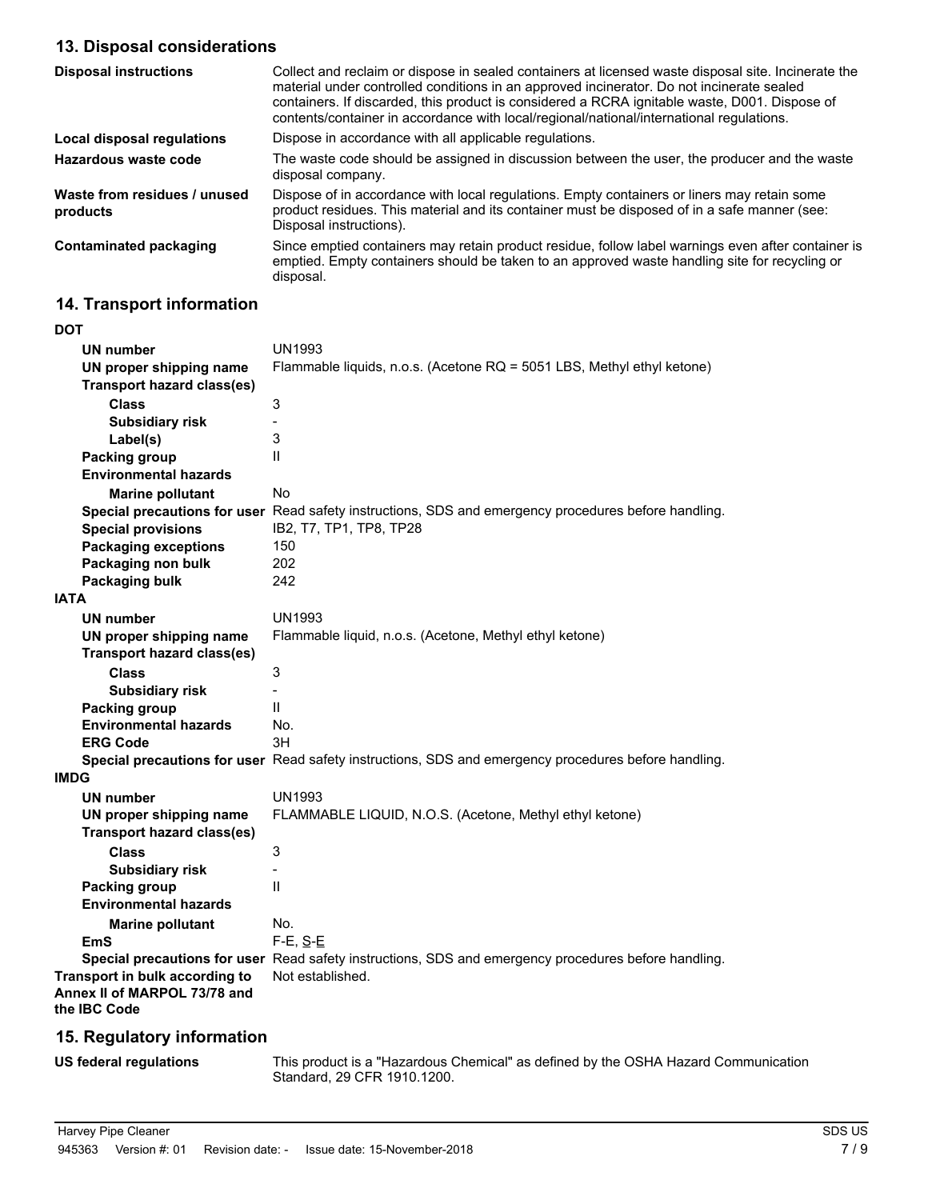## 13. Disposal considerations

| | |
|---|---|
| **Disposal instructions** | Collect and reclaim or dispose in sealed containers at licensed waste disposal site. Incinerate the material under controlled conditions in an approved incinerator. Do not incinerate sealed containers. If discarded, this product is considered a RCRA ignitable waste, D001. Dispose of contents/container in accordance with local/regional/national/international regulations. |
| **Local disposal regulations** | Dispose in accordance with all applicable regulations. |
| **Hazardous waste code** | The waste code should be assigned in discussion between the user, the producer and the waste disposal company. |
| **Waste from residues / unused products** | Dispose of in accordance with local regulations. Empty containers or liners may retain some product residues. This material and its container must be disposed of in a safe manner (see: Disposal instructions). |
| **Contaminated packaging** | Since emptied containers may retain product residue, follow label warnings even after container is emptied. Empty containers should be taken to an approved waste handling site for recycling or disposal. |

## 14. Transport information

**DOT**

| | |
|---|---|
| **UN number** | UN1993 |
| **UN proper shipping name** | Flammable liquids, n.o.s. (Acetone RQ = 5051 LBS, Methyl ethyl ketone) |
| **Transport hazard class(es)** | |
| **Class** | 3 |
| **Subsidiary risk** | - |
| **Label(s)** | 3 |
| **Packing group** | II |
| **Environmental hazards** | |
| **Marine pollutant** | No |
| **Special precautions for user** | Read safety instructions, SDS and emergency procedures before handling. |
| **Special provisions** | IB2, T7, TP1, TP8, TP28 |
| **Packaging exceptions** | 150 |
| **Packaging non bulk** | 202 |
| **Packaging bulk** | 242 |

**IATA**

| | |
|---|---|
| **UN number** | UN1993 |
| **UN proper shipping name** | Flammable liquid, n.o.s. (Acetone, Methyl ethyl ketone) |
| **Transport hazard class(es)** | |
| **Class** | 3 |
| **Subsidiary risk** | - |
| **Packing group** | II |
| **Environmental hazards** | No. |
| **ERG Code** | 3H |
| **Special precautions for user** | Read safety instructions, SDS and emergency procedures before handling. |

**IMDG**

| | |
|---|---|
| **UN number** | UN1993 |
| **UN proper shipping name** | FLAMMABLE LIQUID, N.O.S. (Acetone, Methyl ethyl ketone) |
| **Transport hazard class(es)** | |
| **Class** | 3 |
| **Subsidiary risk** | - |
| **Packing group** | II |
| **Environmental hazards** | |
| **Marine pollutant** | No. |
| **EmS** | F-E, S-E |
| **Special precautions for user** | Read safety instructions, SDS and emergency procedures before handling. |
| **Transport in bulk according to Annex II of MARPOL 73/78 and the IBC Code** | Not established. |

## 15. Regulatory information

| | |
|---|---|
| **US federal regulations** | This product is a "Hazardous Chemical" as defined by the OSHA Hazard Communication Standard, 29 CFR 1910.1200. |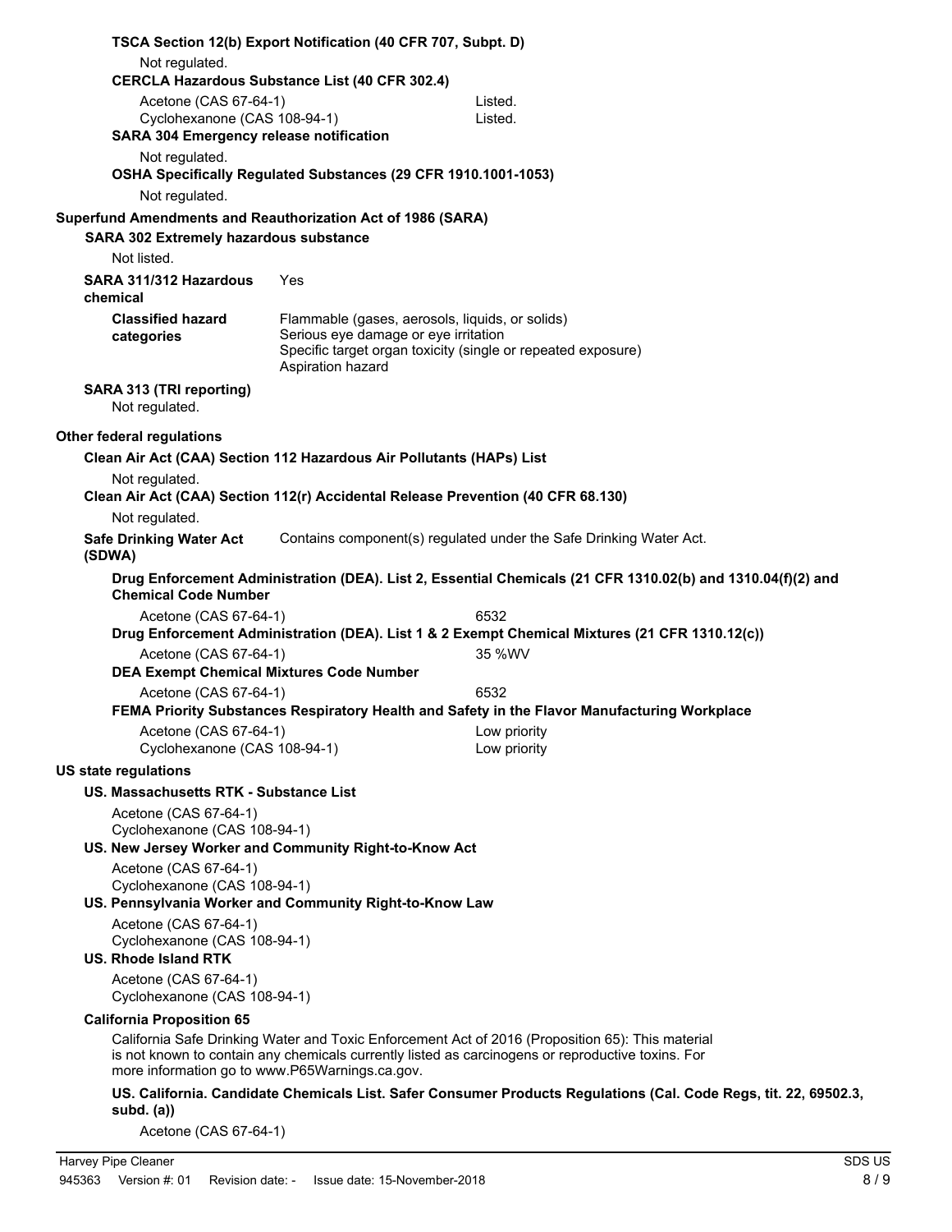**TSCA Section 12(b) Export Notification (40 CFR 707, Subpt. D)**

Not regulated.

**CERCLA Hazardous Substance List (40 CFR 302.4)**

| | |
|---|---|
| Acetone (CAS 67-64-1) | Listed. |
| Cyclohexanone (CAS 108-94-1) | Listed. |

**SARA 304 Emergency release notification**

Not regulated.

**OSHA Specifically Regulated Substances (29 CFR 1910.1001-1053)**

Not regulated.

**Superfund Amendments and Reauthorization Act of 1986 (SARA)**

**SARA 302 Extremely hazardous substance**

Not listed.

**SARA 311/312 Hazardous chemical** Yes

**Classified hazard categories**
Flammable (gases, aerosols, liquids, or solids)
Serious eye damage or eye irritation
Specific target organ toxicity (single or repeated exposure)
Aspiration hazard

**SARA 313 (TRI reporting)**

Not regulated.

**Other federal regulations**

**Clean Air Act (CAA) Section 112 Hazardous Air Pollutants (HAPs) List**

Not regulated.

**Clean Air Act (CAA) Section 112(r) Accidental Release Prevention (40 CFR 68.130)**

Not regulated.

**Safe Drinking Water Act (SDWA)** Contains component(s) regulated under the Safe Drinking Water Act.

**Drug Enforcement Administration (DEA). List 2, Essential Chemicals (21 CFR 1310.02(b) and 1310.04(f)(2) and Chemical Code Number**

| | |
|---|---|
| Acetone (CAS 67-64-1) | 6532 |

**Drug Enforcement Administration (DEA). List 1 & 2 Exempt Chemical Mixtures (21 CFR 1310.12(c))**

| | |
|---|---|
| Acetone (CAS 67-64-1) | 35 %WV |

**DEA Exempt Chemical Mixtures Code Number**

| | |
|---|---|
| Acetone (CAS 67-64-1) | 6532 |

**FEMA Priority Substances Respiratory Health and Safety in the Flavor Manufacturing Workplace**

| | |
|---|---|
| Acetone (CAS 67-64-1) | Low priority |
| Cyclohexanone (CAS 108-94-1) | Low priority |

**US state regulations**

**US. Massachusetts RTK - Substance List**

Acetone (CAS 67-64-1)
Cyclohexanone (CAS 108-94-1)

**US. New Jersey Worker and Community Right-to-Know Act**

Acetone (CAS 67-64-1)
Cyclohexanone (CAS 108-94-1)

**US. Pennsylvania Worker and Community Right-to-Know Law**

Acetone (CAS 67-64-1)
Cyclohexanone (CAS 108-94-1)

**US. Rhode Island RTK**

Acetone (CAS 67-64-1)
Cyclohexanone (CAS 108-94-1)

**California Proposition 65**

California Safe Drinking Water and Toxic Enforcement Act of 2016 (Proposition 65): This material is not known to contain any chemicals currently listed as carcinogens or reproductive toxins. For more information go to www.P65Warnings.ca.gov.

**US. California. Candidate Chemicals List. Safer Consumer Products Regulations (Cal. Code Regs, tit. 22, 69502.3, subd. (a))**

Acetone (CAS 67-64-1)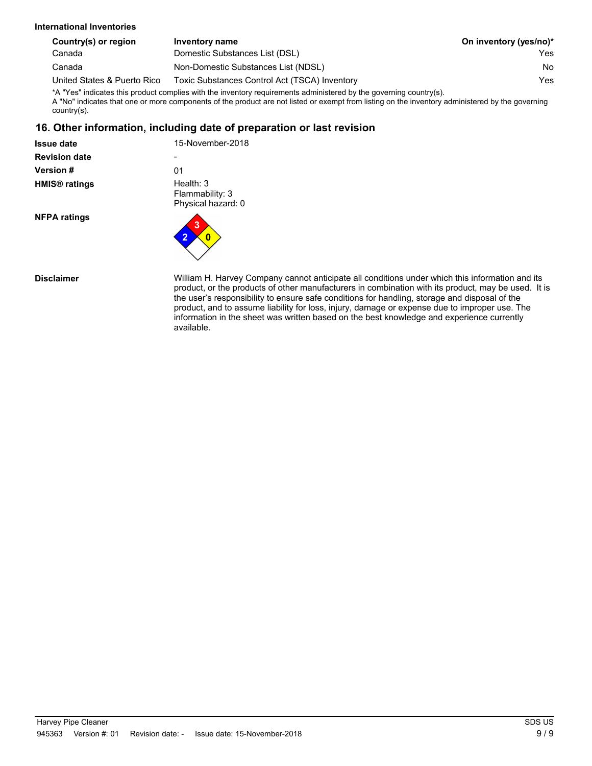**International Inventories**

| Country(s) or region | Inventory name | On inventory (yes/no)* |
|---|---|---|
| Canada | Domestic Substances List (DSL) | Yes |
| Canada | Non-Domestic Substances List (NDSL) | No |
| United States & Puerto Rico | Toxic Substances Control Act (TSCA) Inventory | Yes |

*A "Yes" indicates this product complies with the inventory requirements administered by the governing country(s).
A "No" indicates that one or more components of the product are not listed or exempt from listing on the inventory administered by the governing country(s).

## 16. Other information, including date of preparation or last revision

**Issue date** 15-November-2018

**Revision date** -

**Version #** 01

**HMIS® ratings** Health: 3
Flammability: 3
Physical hazard: 0

**NFPA ratings**

3
2 0

**Disclaimer** William H. Harvey Company cannot anticipate all conditions under which this information and its product, or the products of other manufacturers in combination with its product, may be used. It is the user's responsibility to ensure safe conditions for handling, storage and disposal of the product, and to assume liability for loss, injury, damage or expense due to improper use. The information in the sheet was written based on the best knowledge and experience currently available.